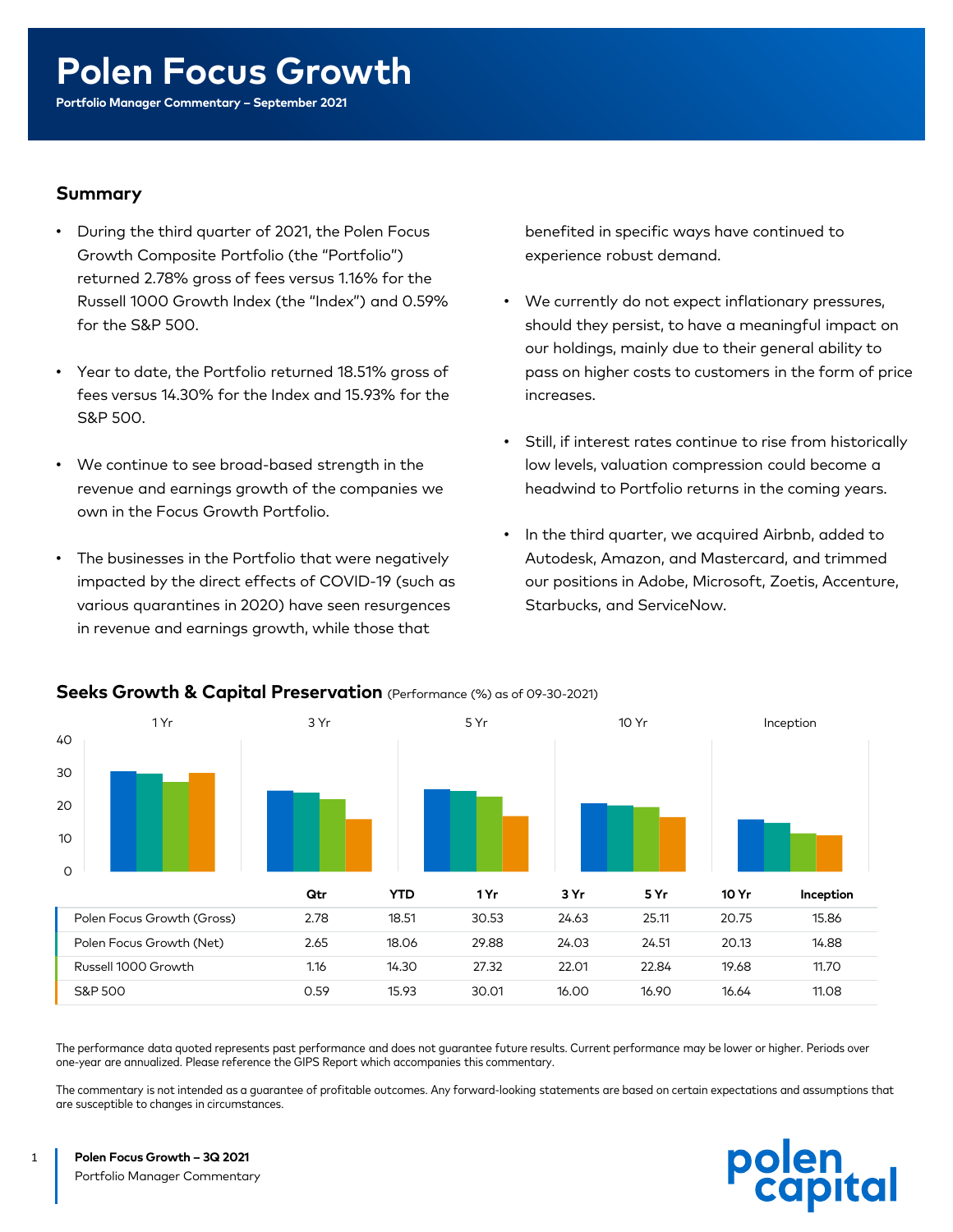# Polen Focus Growth

**Portfolio Manager Commentary – September 2021**

## Summary

- During the third quarter of 2021, the Polen Focus Growth Composite Portfolio (the "Portfolio") returned 2.78% gross of fees versus 1.16% for the Russell 1000 Growth Index (the "Index") and 0.59% for the S&P 500.
- Year to date, the Portfolio returned 18.51% gross of fees versus 14.30% for the Index and 15.93% for the S&P 500.
- We continue to see broad-based strength in the revenue and earnings growth of the companies we own in the Focus Growth Portfolio.
- The businesses in the Portfolio that were negatively impacted by the direct effects of COVID-19 (such as various quarantines in 2020) have seen resurgences in revenue and earnings growth, while those that benefited in specific ways have continued to experience robust demand.
- We currently do not expect inflationary pressures, should they persist, to have a meaningful impact on our holdings, mainly due to their general ability to pass on higher costs to customers in the form of price increases.
- Still, if interest rates continue to rise from historically low levels, valuation compression could become a headwind to Portfolio returns in the coming years.
- In the third quarter, we acquired Airbnb, added to Autodesk, Amazon, and Mastercard, and trimmed our positions in Adobe, Microsoft, Zoetis, Accenture, Starbucks, and ServiceNow.

## Seeks Growth & Capital Preservation (Performance (%) as of 09-30-2021)

| | Qtr | YTD | 1 Yr | 3 Yr | 5 Yr | 10 Yr | Inception |
|---|---|---|---|---|---|---|---|
| Polen Focus Growth (Gross) | 2.78 | 18.51 | 30.53 | 24.63 | 25.11 | 20.75 | 15.86 |
| Polen Focus Growth (Net) | 2.65 | 18.06 | 29.88 | 24.03 | 24.51 | 20.13 | 14.88 |
| Russell 1000 Growth | 1.16 | 14.30 | 27.32 | 22.01 | 22.84 | 19.68 | 11.70 |
| S&P 500 | 0.59 | 15.93 | 30.01 | 16.00 | 16.90 | 16.64 | 11.08 |

The performance data quoted represents past performance and does not guarantee future results. Current performance may be lower or higher. Periods over one-year are annualized. Please reference the GIPS Report which accompanies this commentary.

The commentary is not intended as a guarantee of profitable outcomes. Any forward-looking statements are based on certain expectations and assumptions that are susceptible to changes in circumstances.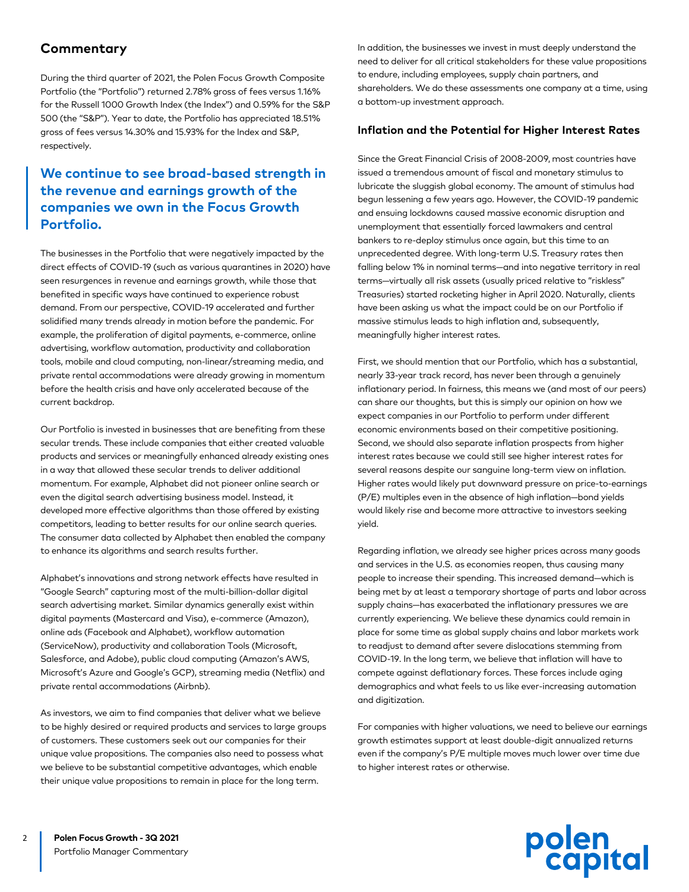## Commentary

During the third quarter of 2021, the Polen Focus Growth Composite Portfolio (the "Portfolio") returned 2.78% gross of fees versus 1.16% for the Russell 1000 Growth Index (the Index") and 0.59% for the S&P 500 (the "S&P"). Year to date, the Portfolio has appreciated 18.51% gross of fees versus 14.30% and 15.93% for the Index and S&P, respectively.

> **We continue to see broad-based strength in the revenue and earnings growth of the companies we own in the Focus Growth Portfolio.**

The businesses in the Portfolio that were negatively impacted by the direct effects of COVID-19 (such as various quarantines in 2020) have seen resurgences in revenue and earnings growth, while those that benefited in specific ways have continued to experience robust demand. From our perspective, COVID-19 accelerated and further solidified many trends already in motion before the pandemic. For example, the proliferation of digital payments, e-commerce, online advertising, workflow automation, productivity and collaboration tools, mobile and cloud computing, non-linear/streaming media, and private rental accommodations were already growing in momentum before the health crisis and have only accelerated because of the current backdrop.

Our Portfolio is invested in businesses that are benefiting from these secular trends. These include companies that either created valuable products and services or meaningfully enhanced already existing ones in a way that allowed these secular trends to deliver additional momentum. For example, Alphabet did not pioneer online search or even the digital search advertising business model. Instead, it developed more effective algorithms than those offered by existing competitors, leading to better results for our online search queries. The consumer data collected by Alphabet then enabled the company to enhance its algorithms and search results further.

Alphabet's innovations and strong network effects have resulted in "Google Search" capturing most of the multi-billion-dollar digital search advertising market. Similar dynamics generally exist within digital payments (Mastercard and Visa), e-commerce (Amazon), online ads (Facebook and Alphabet), workflow automation (ServiceNow), productivity and collaboration Tools (Microsoft, Salesforce, and Adobe), public cloud computing (Amazon's AWS, Microsoft's Azure and Google's GCP), streaming media (Netflix) and private rental accommodations (Airbnb).

As investors, we aim to find companies that deliver what we believe to be highly desired or required products and services to large groups of customers. These customers seek out our companies for their unique value propositions. The companies also need to possess what we believe to be substantial competitive advantages, which enable their unique value propositions to remain in place for the long term.

In addition, the businesses we invest in must deeply understand the need to deliver for all critical stakeholders for these value propositions to endure, including employees, supply chain partners, and shareholders. We do these assessments one company at a time, using a bottom-up investment approach.

### Inflation and the Potential for Higher Interest Rates

Since the Great Financial Crisis of 2008-2009, most countries have issued a tremendous amount of fiscal and monetary stimulus to lubricate the sluggish global economy. The amount of stimulus had begun lessening a few years ago. However, the COVID-19 pandemic and ensuing lockdowns caused massive economic disruption and unemployment that essentially forced lawmakers and central bankers to re-deploy stimulus once again, but this time to an unprecedented degree. With long-term U.S. Treasury rates then falling below 1% in nominal terms—and into negative territory in real terms—virtually all risk assets (usually priced relative to "riskless" Treasuries) started rocketing higher in April 2020. Naturally, clients have been asking us what the impact could be on our Portfolio if massive stimulus leads to high inflation and, subsequently, meaningfully higher interest rates.

First, we should mention that our Portfolio, which has a substantial, nearly 33-year track record, has never been through a genuinely inflationary period. In fairness, this means we (and most of our peers) can share our thoughts, but this is simply our opinion on how we expect companies in our Portfolio to perform under different economic environments based on their competitive positioning. Second, we should also separate inflation prospects from higher interest rates because we could still see higher interest rates for several reasons despite our sanguine long-term view on inflation. Higher rates would likely put downward pressure on price-to-earnings (P/E) multiples even in the absence of high inflation—bond yields would likely rise and become more attractive to investors seeking yield.

Regarding inflation, we already see higher prices across many goods and services in the U.S. as economies reopen, thus causing many people to increase their spending. This increased demand—which is being met by at least a temporary shortage of parts and labor across supply chains—has exacerbated the inflationary pressures we are currently experiencing. We believe these dynamics could remain in place for some time as global supply chains and labor markets work to readjust to demand after severe dislocations stemming from COVID-19. In the long term, we believe that inflation will have to compete against deflationary forces. These forces include aging demographics and what feels to us like ever-increasing automation and digitization.

For companies with higher valuations, we need to believe our earnings growth estimates support at least double-digit annualized returns even if the company's P/E multiple moves much lower over time due to higher interest rates or otherwise.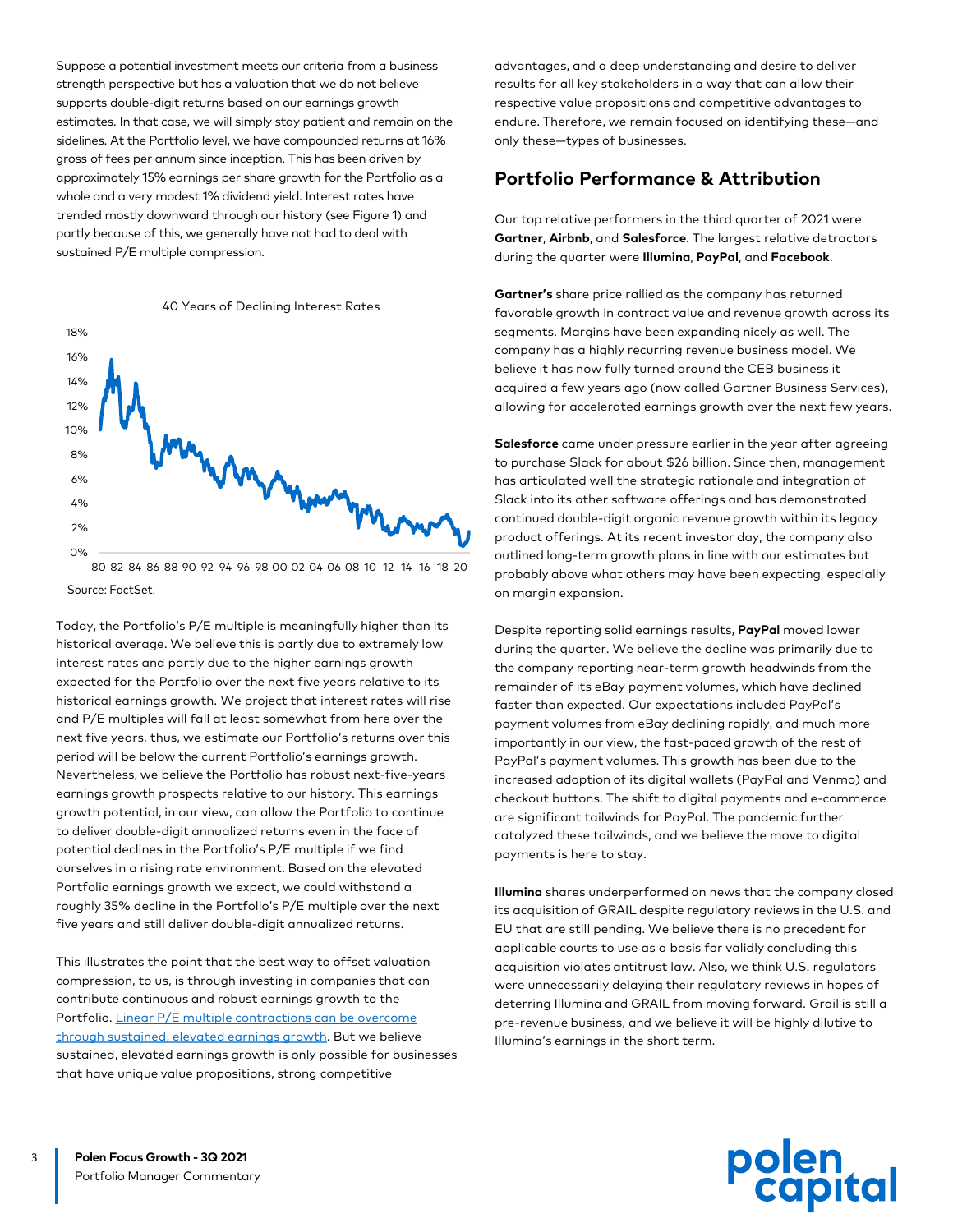Suppose a potential investment meets our criteria from a business strength perspective but has a valuation that we do not believe supports double-digit returns based on our earnings growth estimates. In that case, we will simply stay patient and remain on the sidelines. At the Portfolio level, we have compounded returns at 16% gross of fees per annum since inception. This has been driven by approximately 15% earnings per share growth for the Portfolio as a whole and a very modest 1% dividend yield. Interest rates have trended mostly downward through our history (see Figure 1) and partly because of this, we generally have not had to deal with sustained P/E multiple compression.

40 Years of Declining Interest Rates

Source: FactSet.

Today, the Portfolio's P/E multiple is meaningfully higher than its historical average. We believe this is partly due to extremely low interest rates and partly due to the higher earnings growth expected for the Portfolio over the next five years relative to its historical earnings growth. We project that interest rates will rise and P/E multiples will fall at least somewhat from here over the next five years, thus, we estimate our Portfolio's returns over this period will be below the current Portfolio's earnings growth. Nevertheless, we believe the Portfolio has robust next-five-years earnings growth prospects relative to our history. This earnings growth potential, in our view, can allow the Portfolio to continue to deliver double-digit annualized returns even in the face of potential declines in the Portfolio's P/E multiple if we find ourselves in a rising rate environment. Based on the elevated Portfolio earnings growth we expect, we could withstand a roughly 35% decline in the Portfolio's P/E multiple over the next five years and still deliver double-digit annualized returns.

This illustrates the point that the best way to offset valuation compression, to us, is through investing in companies that can contribute continuous and robust earnings growth to the Portfolio. Linear P/E multiple contractions can be overcome through sustained, elevated earnings growth. But we believe sustained, elevated earnings growth is only possible for businesses that have unique value propositions, strong competitive advantages, and a deep understanding and desire to deliver results for all key stakeholders in a way that can allow their respective value propositions and competitive advantages to endure. Therefore, we remain focused on identifying these—and only these—types of businesses.

## Portfolio Performance & Attribution

Our top relative performers in the third quarter of 2021 were **Gartner**, **Airbnb**, and **Salesforce**. The largest relative detractors during the quarter were **Illumina**, **PayPal**, and **Facebook**.

**Gartner's** share price rallied as the company has returned favorable growth in contract value and revenue growth across its segments. Margins have been expanding nicely as well. The company has a highly recurring revenue business model. We believe it has now fully turned around the CEB business it acquired a few years ago (now called Gartner Business Services), allowing for accelerated earnings growth over the next few years.

**Salesforce** came under pressure earlier in the year after agreeing to purchase Slack for about $26 billion. Since then, management has articulated well the strategic rationale and integration of Slack into its other software offerings and has demonstrated continued double-digit organic revenue growth within its legacy product offerings. At its recent investor day, the company also outlined long-term growth plans in line with our estimates but probably above what others may have been expecting, especially on margin expansion.

Despite reporting solid earnings results, **PayPal** moved lower during the quarter. We believe the decline was primarily due to the company reporting near-term growth headwinds from the remainder of its eBay payment volumes, which have declined faster than expected. Our expectations included PayPal's payment volumes from eBay declining rapidly, and much more importantly in our view, the fast-paced growth of the rest of PayPal's payment volumes. This growth has been due to the increased adoption of its digital wallets (PayPal and Venmo) and checkout buttons. The shift to digital payments and e-commerce are significant tailwinds for PayPal. The pandemic further catalyzed these tailwinds, and we believe the move to digital payments is here to stay.

**Illumina** shares underperformed on news that the company closed its acquisition of GRAIL despite regulatory reviews in the U.S. and EU that are still pending. We believe there is no precedent for applicable courts to use as a basis for validly concluding this acquisition violates antitrust law. Also, we think U.S. regulators were unnecessarily delaying their regulatory reviews in hopes of deterring Illumina and GRAIL from moving forward. Grail is still a pre-revenue business, and we believe it will be highly dilutive to Illumina's earnings in the short term.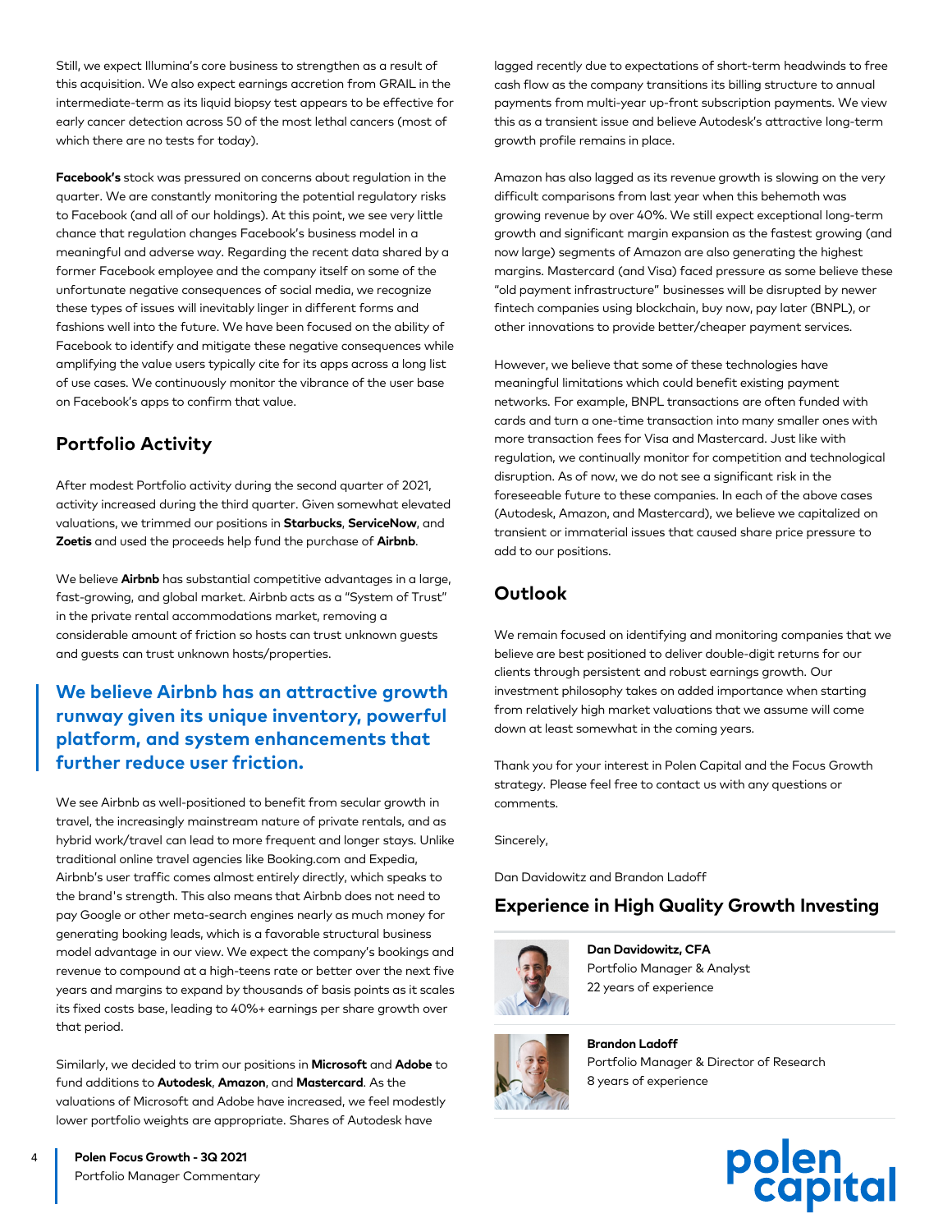Still, we expect Illumina's core business to strengthen as a result of this acquisition. We also expect earnings accretion from GRAIL in the intermediate-term as its liquid biopsy test appears to be effective for early cancer detection across 50 of the most lethal cancers (most of which there are no tests for today).

**Facebook's** stock was pressured on concerns about regulation in the quarter. We are constantly monitoring the potential regulatory risks to Facebook (and all of our holdings). At this point, we see very little chance that regulation changes Facebook's business model in a meaningful and adverse way. Regarding the recent data shared by a former Facebook employee and the company itself on some of the unfortunate negative consequences of social media, we recognize these types of issues will inevitably linger in different forms and fashions well into the future. We have been focused on the ability of Facebook to identify and mitigate these negative consequences while amplifying the value users typically cite for its apps across a long list of use cases. We continuously monitor the vibrance of the user base on Facebook's apps to confirm that value.

## Portfolio Activity

After modest Portfolio activity during the second quarter of 2021, activity increased during the third quarter. Given somewhat elevated valuations, we trimmed our positions in **Starbucks**, **ServiceNow**, and **Zoetis** and used the proceeds help fund the purchase of **Airbnb**.

We believe **Airbnb** has substantial competitive advantages in a large, fast-growing, and global market. Airbnb acts as a "System of Trust" in the private rental accommodations market, removing a considerable amount of friction so hosts can trust unknown guests and guests can trust unknown hosts/properties.

> **We believe Airbnb has an attractive growth runway given its unique inventory, powerful platform, and system enhancements that further reduce user friction.**

We see Airbnb as well-positioned to benefit from secular growth in travel, the increasingly mainstream nature of private rentals, and as hybrid work/travel can lead to more frequent and longer stays. Unlike traditional online travel agencies like Booking.com and Expedia, Airbnb's user traffic comes almost entirely directly, which speaks to the brand's strength. This also means that Airbnb does not need to pay Google or other meta-search engines nearly as much money for generating booking leads, which is a favorable structural business model advantage in our view. We expect the company's bookings and revenue to compound at a high-teens rate or better over the next five years and margins to expand by thousands of basis points as it scales its fixed costs base, leading to 40%+ earnings per share growth over that period.

Similarly, we decided to trim our positions in **Microsoft** and **Adobe** to fund additions to **Autodesk**, **Amazon**, and **Mastercard**. As the valuations of Microsoft and Adobe have increased, we feel modestly lower portfolio weights are appropriate. Shares of Autodesk have lagged recently due to expectations of short-term headwinds to free cash flow as the company transitions its billing structure to annual payments from multi-year up-front subscription payments. We view this as a transient issue and believe Autodesk's attractive long-term growth profile remains in place.

Amazon has also lagged as its revenue growth is slowing on the very difficult comparisons from last year when this behemoth was growing revenue by over 40%. We still expect exceptional long-term growth and significant margin expansion as the fastest growing (and now large) segments of Amazon are also generating the highest margins. Mastercard (and Visa) faced pressure as some believe these "old payment infrastructure" businesses will be disrupted by newer fintech companies using blockchain, buy now, pay later (BNPL), or other innovations to provide better/cheaper payment services.

However, we believe that some of these technologies have meaningful limitations which could benefit existing payment networks. For example, BNPL transactions are often funded with cards and turn a one-time transaction into many smaller ones with more transaction fees for Visa and Mastercard. Just like with regulation, we continually monitor for competition and technological disruption. As of now, we do not see a significant risk in the foreseeable future to these companies. In each of the above cases (Autodesk, Amazon, and Mastercard), we believe we capitalized on transient or immaterial issues that caused share price pressure to add to our positions.

## Outlook

We remain focused on identifying and monitoring companies that we believe are best positioned to deliver double-digit returns for our clients through persistent and robust earnings growth. Our investment philosophy takes on added importance when starting from relatively high market valuations that we assume will come down at least somewhat in the coming years.

Thank you for your interest in Polen Capital and the Focus Growth strategy. Please feel free to contact us with any questions or comments.

Sincerely,

Dan Davidowitz and Brandon Ladoff

## Experience in High Quality Growth Investing

**Dan Davidowitz, CFA**
Portfolio Manager & Analyst
22 years of experience

**Brandon Ladoff**
Portfolio Manager & Director of Research
8 years of experience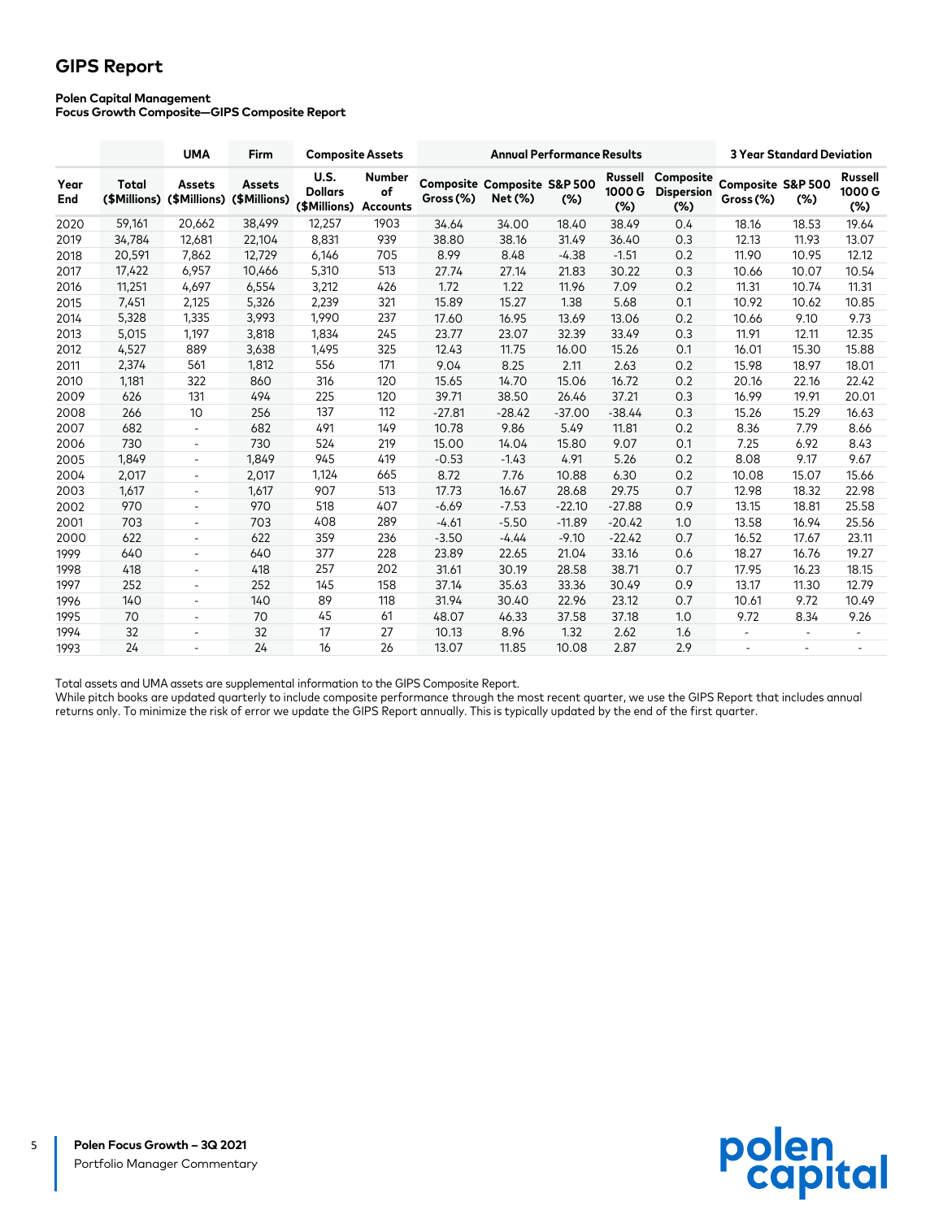## GIPS Report

**Polen Capital Management**
**Focus Growth Composite—GIPS Composite Report**

| | | UMA | Firm | Composite Assets | | Annual Performance Results | | | | | 3 Year Standard Deviation | | |
|---|---|---|---|---|---|---|---|---|---|---|---|---|---|
| Year End | Total ($Millions) | Assets ($Millions) | Assets ($Millions) | U.S. Dollars ($Millions) | Number of Accounts | Composite Gross (%) | Composite Net (%) | S&P 500 (%) | Russell 1000 G (%) | Composite Dispersion (%) | Composite Gross (%) | S&P 500 (%) | Russell 1000 G (%) |
| 2020 | 59,161 | 20,662 | 38,499 | 12,257 | 1903 | 34.64 | 34.00 | 18.40 | 38.49 | 0.4 | 18.16 | 18.53 | 19.64 |
| 2019 | 34,784 | 12,681 | 22,104 | 8,831 | 939 | 38.80 | 38.16 | 31.49 | 36.40 | 0.3 | 12.13 | 11.93 | 13.07 |
| 2018 | 20,591 | 7,862 | 12,729 | 6,146 | 705 | 8.99 | 8.48 | -4.38 | -1.51 | 0.2 | 11.90 | 10.95 | 12.12 |
| 2017 | 17,422 | 6,957 | 10,466 | 5,310 | 513 | 27.74 | 27.14 | 21.83 | 30.22 | 0.3 | 10.66 | 10.07 | 10.54 |
| 2016 | 11,251 | 4,697 | 6,554 | 3,212 | 426 | 1.72 | 1.22 | 11.96 | 7.09 | 0.2 | 11.31 | 10.74 | 11.31 |
| 2015 | 7,451 | 2,125 | 5,326 | 2,239 | 321 | 15.89 | 15.27 | 1.38 | 5.68 | 0.1 | 10.92 | 10.62 | 10.85 |
| 2014 | 5,328 | 1,335 | 3,993 | 1,990 | 237 | 17.60 | 16.95 | 13.69 | 13.06 | 0.2 | 10.66 | 9.10 | 9.73 |
| 2013 | 5,015 | 1,197 | 3,818 | 1,834 | 245 | 23.77 | 23.07 | 32.39 | 33.49 | 0.3 | 11.91 | 12.11 | 12.35 |
| 2012 | 4,527 | 889 | 3,638 | 1,495 | 325 | 12.43 | 11.75 | 16.00 | 15.26 | 0.1 | 16.01 | 15.30 | 15.88 |
| 2011 | 2,374 | 561 | 1,812 | 556 | 171 | 9.04 | 8.25 | 2.11 | 2.63 | 0.2 | 15.98 | 18.97 | 18.01 |
| 2010 | 1,181 | 322 | 860 | 316 | 120 | 15.65 | 14.70 | 15.06 | 16.72 | 0.2 | 20.16 | 22.16 | 22.42 |
| 2009 | 626 | 131 | 494 | 225 | 120 | 39.71 | 38.50 | 26.46 | 37.21 | 0.3 | 16.99 | 19.91 | 20.01 |
| 2008 | 266 | 10 | 256 | 137 | 112 | -27.81 | -28.42 | -37.00 | -38.44 | 0.3 | 15.26 | 15.29 | 16.63 |
| 2007 | 682 | - | 682 | 491 | 149 | 10.78 | 9.86 | 5.49 | 11.81 | 0.2 | 8.36 | 7.79 | 8.66 |
| 2006 | 730 | - | 730 | 524 | 219 | 15.00 | 14.04 | 15.80 | 9.07 | 0.1 | 7.25 | 6.92 | 8.43 |
| 2005 | 1,849 | - | 1,849 | 945 | 419 | -0.53 | -1.43 | 4.91 | 5.26 | 0.2 | 8.08 | 9.17 | 9.67 |
| 2004 | 2,017 | - | 2,017 | 1,124 | 665 | 8.72 | 7.76 | 10.88 | 6.30 | 0.2 | 10.08 | 15.07 | 15.66 |
| 2003 | 1,617 | - | 1,617 | 907 | 513 | 17.73 | 16.67 | 28.68 | 29.75 | 0.7 | 12.98 | 18.32 | 22.98 |
| 2002 | 970 | - | 970 | 518 | 407 | -6.69 | -7.53 | -22.10 | -27.88 | 0.9 | 13.15 | 18.81 | 25.58 |
| 2001 | 703 | - | 703 | 408 | 289 | -4.61 | -5.50 | -11.89 | -20.42 | 1.0 | 13.58 | 16.94 | 25.56 |
| 2000 | 622 | - | 622 | 359 | 236 | -3.50 | -4.44 | -9.10 | -22.42 | 0.7 | 16.52 | 17.67 | 23.11 |
| 1999 | 640 | - | 640 | 377 | 228 | 23.89 | 22.65 | 21.04 | 33.16 | 0.6 | 18.27 | 16.76 | 19.27 |
| 1998 | 418 | - | 418 | 257 | 202 | 31.61 | 30.19 | 28.58 | 38.71 | 0.7 | 17.95 | 16.23 | 18.15 |
| 1997 | 252 | - | 252 | 145 | 158 | 37.14 | 35.63 | 33.36 | 30.49 | 0.9 | 13.17 | 11.30 | 12.79 |
| 1996 | 140 | - | 140 | 89 | 118 | 31.94 | 30.40 | 22.96 | 23.12 | 0.7 | 10.61 | 9.72 | 10.49 |
| 1995 | 70 | - | 70 | 45 | 61 | 48.07 | 46.33 | 37.58 | 37.18 | 1.0 | 9.72 | 8.34 | 9.26 |
| 1994 | 32 | - | 32 | 17 | 27 | 10.13 | 8.96 | 1.32 | 2.62 | 1.6 | - | - | - |
| 1993 | 24 | - | 24 | 16 | 26 | 13.07 | 11.85 | 10.08 | 2.87 | 2.9 | - | - | - |

Total assets and UMA assets are supplemental information to the GIPS Composite Report.
While pitch books are updated quarterly to include composite performance through the most recent quarter, we use the GIPS Report that includes annual returns only. To minimize the risk of error we update the GIPS Report annually. This is typically updated by the end of the first quarter.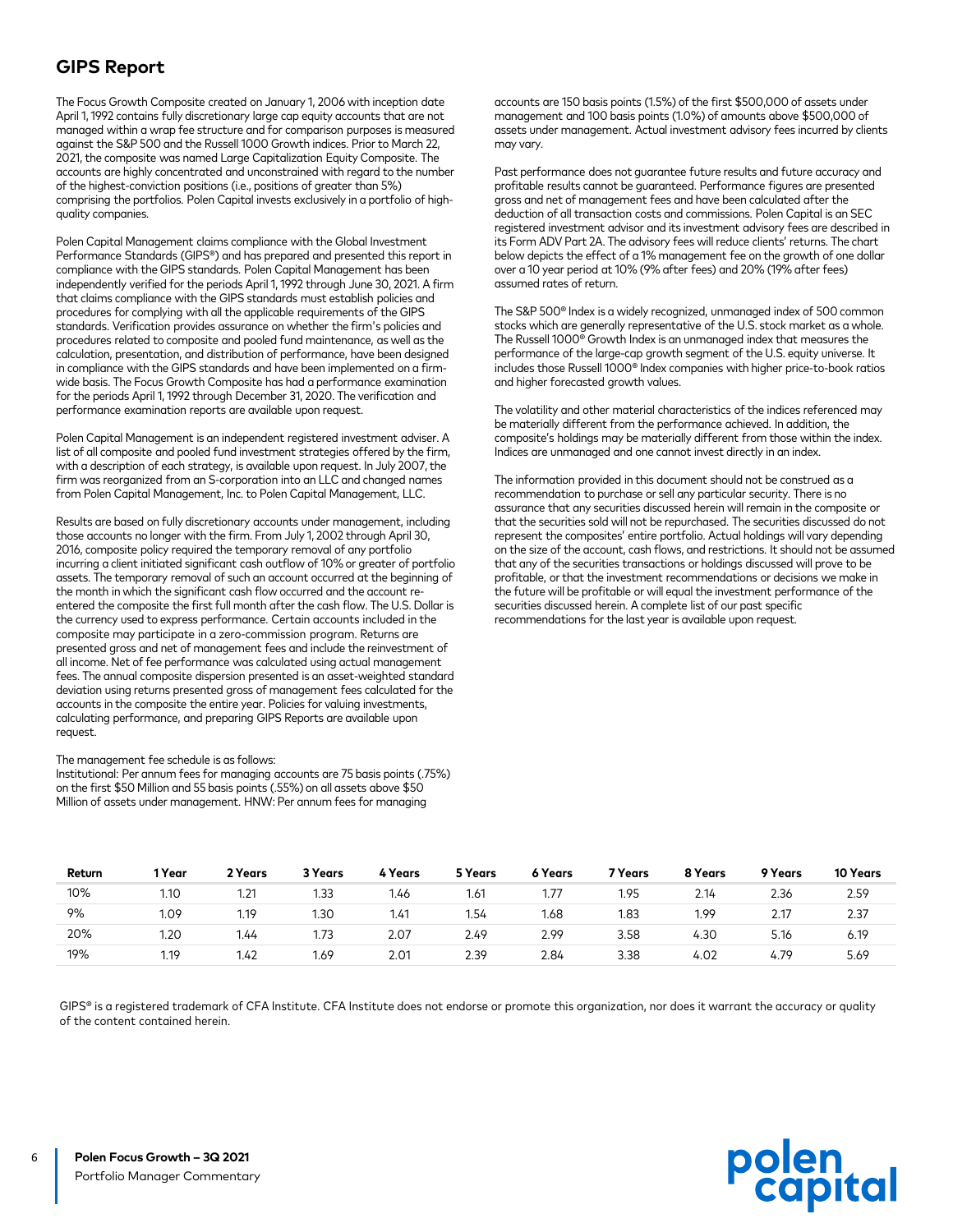## GIPS Report

The Focus Growth Composite created on January 1, 2006 with inception date April 1, 1992 contains fully discretionary large cap equity accounts that are not managed within a wrap fee structure and for comparison purposes is measured against the S&P 500 and the Russell 1000 Growth indices. Prior to March 22, 2021, the composite was named Large Capitalization Equity Composite. The accounts are highly concentrated and unconstrained with regard to the number of the highest-conviction positions (i.e., positions of greater than 5%) comprising the portfolios. Polen Capital invests exclusively in a portfolio of high-quality companies.

Polen Capital Management claims compliance with the Global Investment Performance Standards (GIPS®) and has prepared and presented this report in compliance with the GIPS standards. Polen Capital Management has been independently verified for the periods April 1, 1992 through June 30, 2021. A firm that claims compliance with the GIPS standards must establish policies and procedures for complying with all the applicable requirements of the GIPS standards. Verification provides assurance on whether the firm's policies and procedures related to composite and pooled fund maintenance, as well as the calculation, presentation, and distribution of performance, have been designed in compliance with the GIPS standards and have been implemented on a firm-wide basis. The Focus Growth Composite has had a performance examination for the periods April 1, 1992 through December 31, 2020. The verification and performance examination reports are available upon request.

Polen Capital Management is an independent registered investment adviser. A list of all composite and pooled fund investment strategies offered by the firm, with a description of each strategy, is available upon request. In July 2007, the firm was reorganized from an S-corporation into an LLC and changed names from Polen Capital Management, Inc. to Polen Capital Management, LLC.

Results are based on fully discretionary accounts under management, including those accounts no longer with the firm. From July 1, 2002 through April 30, 2016, composite policy required the temporary removal of any portfolio incurring a client initiated significant cash outflow of 10% or greater of portfolio assets. The temporary removal of such an account occurred at the beginning of the month in which the significant cash flow occurred and the account re-entered the composite the first full month after the cash flow. The U.S. Dollar is the currency used to express performance. Certain accounts included in the composite may participate in a zero-commission program. Returns are presented gross and net of management fees and include the reinvestment of all income. Net of fee performance was calculated using actual management fees. The annual composite dispersion presented is an asset-weighted standard deviation using returns presented gross of management fees calculated for the accounts in the composite the entire year. Policies for valuing investments, calculating performance, and preparing GIPS Reports are available upon request.

The management fee schedule is as follows:
Institutional: Per annum fees for managing accounts are 75 basis points (.75%) on the first $50 Million and 55 basis points (.55%) on all assets above $50 Million of assets under management. HNW: Per annum fees for managing accounts are 150 basis points (1.5%) of the first $500,000 of assets under management and 100 basis points (1.0%) of amounts above $500,000 of assets under management. Actual investment advisory fees incurred by clients may vary.

Past performance does not guarantee future results and future accuracy and profitable results cannot be guaranteed. Performance figures are presented gross and net of management fees and have been calculated after the deduction of all transaction costs and commissions. Polen Capital is an SEC registered investment advisor and its investment advisory fees are described in its Form ADV Part 2A. The advisory fees will reduce clients' returns. The chart below depicts the effect of a 1% management fee on the growth of one dollar over a 10 year period at 10% (9% after fees) and 20% (19% after fees) assumed rates of return.

The S&P 500® Index is a widely recognized, unmanaged index of 500 common stocks which are generally representative of the U.S. stock market as a whole. The Russell 1000® Growth Index is an unmanaged index that measures the performance of the large-cap growth segment of the U.S. equity universe. It includes those Russell 1000® Index companies with higher price-to-book ratios and higher forecasted growth values.

The volatility and other material characteristics of the indices referenced may be materially different from the performance achieved. In addition, the composite's holdings may be materially different from those within the index. Indices are unmanaged and one cannot invest directly in an index.

The information provided in this document should not be construed as a recommendation to purchase or sell any particular security. There is no assurance that any securities discussed herein will remain in the composite or that the securities sold will not be repurchased. The securities discussed do not represent the composites' entire portfolio. Actual holdings will vary depending on the size of the account, cash flows, and restrictions. It should not be assumed that any of the securities transactions or holdings discussed will prove to be profitable, or that the investment recommendations or decisions we make in the future will be profitable or will equal the investment performance of the securities discussed herein. A complete list of our past specific recommendations for the last year is available upon request.

| Return | 1 Year | 2 Years | 3 Years | 4 Years | 5 Years | 6 Years | 7 Years | 8 Years | 9 Years | 10 Years |
|---|---|---|---|---|---|---|---|---|---|---|
| 10% | 1.10 | 1.21 | 1.33 | 1.46 | 1.61 | 1.77 | 1.95 | 2.14 | 2.36 | 2.59 |
| 9% | 1.09 | 1.19 | 1.30 | 1.41 | 1.54 | 1.68 | 1.83 | 1.99 | 2.17 | 2.37 |
| 20% | 1.20 | 1.44 | 1.73 | 2.07 | 2.49 | 2.99 | 3.58 | 4.30 | 5.16 | 6.19 |
| 19% | 1.19 | 1.42 | 1.69 | 2.01 | 2.39 | 2.84 | 3.38 | 4.02 | 4.79 | 5.69 |

GIPS® is a registered trademark of CFA Institute. CFA Institute does not endorse or promote this organization, nor does it warrant the accuracy or quality of the content contained herein.